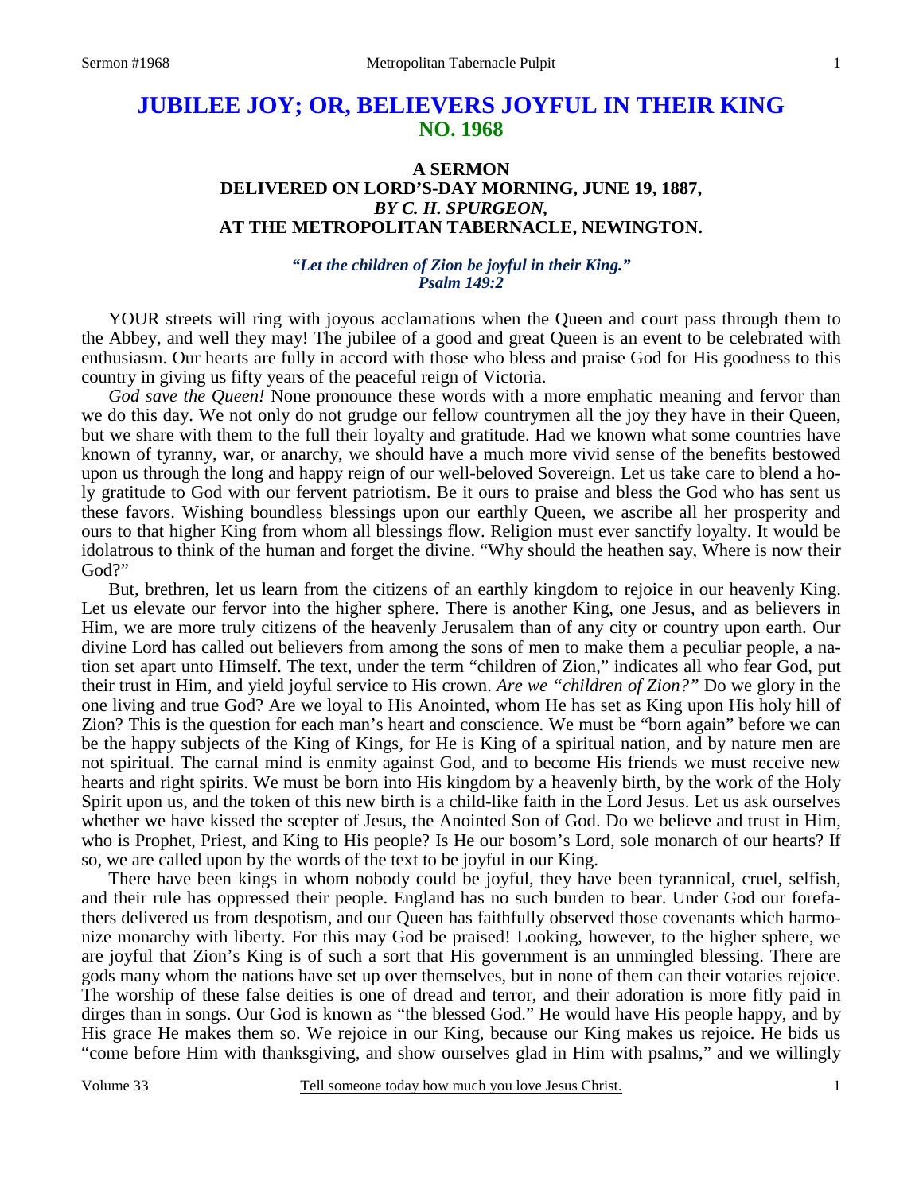# JUBILEE JOY; OR, BELIEVERS JOYFUL IN THEIR KING
## NO. 1968

### A SERMON
### DELIVERED ON LORD'S-DAY MORNING, JUNE 19, 1887,
### *BY C. H. SPURGEON,*
### AT THE METROPOLITAN TABERNACLE, NEWINGTON.

***"Let the children of Zion be joyful in their King." Psalm 149:2***

YOUR streets will ring with joyous acclamations when the Queen and court pass through them to the Abbey, and well they may! The jubilee of a good and great Queen is an event to be celebrated with enthusiasm. Our hearts are fully in accord with those who bless and praise God for His goodness to this country in giving us fifty years of the peaceful reign of Victoria.

*God save the Queen!* None pronounce these words with a more emphatic meaning and fervor than we do this day. We not only do not grudge our fellow countrymen all the joy they have in their Queen, but we share with them to the full their loyalty and gratitude. Had we known what some countries have known of tyranny, war, or anarchy, we should have a much more vivid sense of the benefits bestowed upon us through the long and happy reign of our well-beloved Sovereign. Let us take care to blend a holy gratitude to God with our fervent patriotism. Be it ours to praise and bless the God who has sent us these favors. Wishing boundless blessings upon our earthly Queen, we ascribe all her prosperity and ours to that higher King from whom all blessings flow. Religion must ever sanctify loyalty. It would be idolatrous to think of the human and forget the divine. "Why should the heathen say, Where is now their God?"

But, brethren, let us learn from the citizens of an earthly kingdom to rejoice in our heavenly King. Let us elevate our fervor into the higher sphere. There is another King, one Jesus, and as believers in Him, we are more truly citizens of the heavenly Jerusalem than of any city or country upon earth. Our divine Lord has called out believers from among the sons of men to make them a peculiar people, a nation set apart unto Himself. The text, under the term "children of Zion," indicates all who fear God, put their trust in Him, and yield joyful service to His crown. *Are we "children of Zion?"* Do we glory in the one living and true God? Are we loyal to His Anointed, whom He has set as King upon His holy hill of Zion? This is the question for each man's heart and conscience. We must be "born again" before we can be the happy subjects of the King of Kings, for He is King of a spiritual nation, and by nature men are not spiritual. The carnal mind is enmity against God, and to become His friends we must receive new hearts and right spirits. We must be born into His kingdom by a heavenly birth, by the work of the Holy Spirit upon us, and the token of this new birth is a child-like faith in the Lord Jesus. Let us ask ourselves whether we have kissed the scepter of Jesus, the Anointed Son of God. Do we believe and trust in Him, who is Prophet, Priest, and King to His people? Is He our bosom's Lord, sole monarch of our hearts? If so, we are called upon by the words of the text to be joyful in our King.

There have been kings in whom nobody could be joyful, they have been tyrannical, cruel, selfish, and their rule has oppressed their people. England has no such burden to bear. Under God our forefathers delivered us from despotism, and our Queen has faithfully observed those covenants which harmonize monarchy with liberty. For this may God be praised! Looking, however, to the higher sphere, we are joyful that Zion's King is of such a sort that His government is an unmingled blessing. There are gods many whom the nations have set up over themselves, but in none of them can their votaries rejoice. The worship of these false deities is one of dread and terror, and their adoration is more fitly paid in dirges than in songs. Our God is known as "the blessed God." He would have His people happy, and by His grace He makes them so. We rejoice in our King, because our King makes us rejoice. He bids us "come before Him with thanksgiving, and show ourselves glad in Him with psalms," and we willingly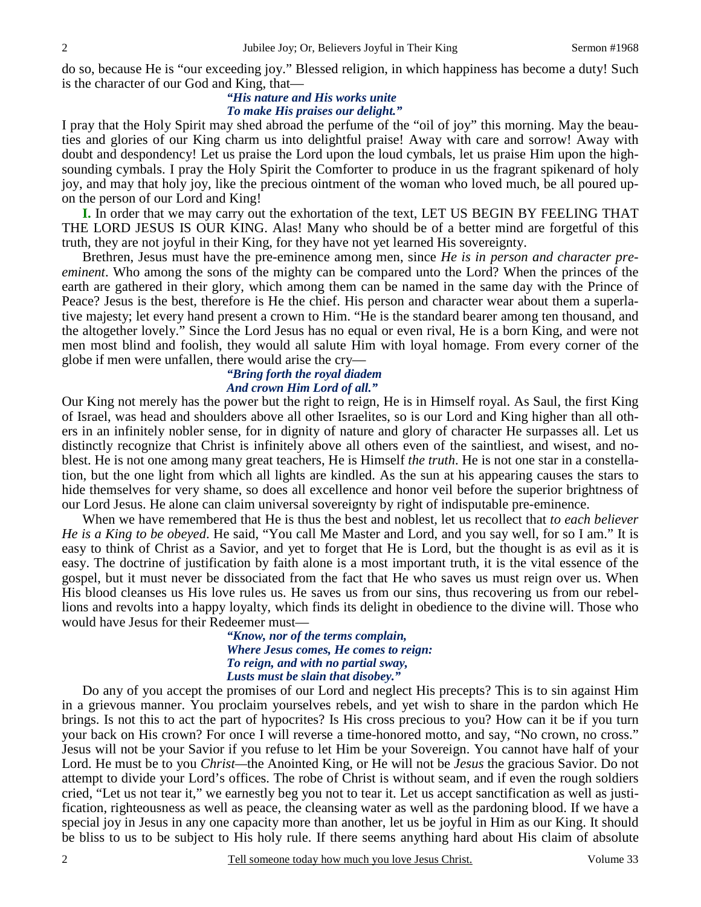do so, because He is "our exceeding joy." Blessed religion, in which happiness has become a duty! Such is the character of our God and King, that—

> ***"His nature and His works unite***
> ***To make His praises our delight."***

I pray that the Holy Spirit may shed abroad the perfume of the "oil of joy" this morning. May the beauties and glories of our King charm us into delightful praise! Away with care and sorrow! Away with doubt and despondency! Let us praise the Lord upon the loud cymbals, let us praise Him upon the high-sounding cymbals. I pray the Holy Spirit the Comforter to produce in us the fragrant spikenard of holy joy, and may that holy joy, like the precious ointment of the woman who loved much, be all poured upon the person of our Lord and King!

**I.** In order that we may carry out the exhortation of the text, LET US BEGIN BY FEELING THAT THE LORD JESUS IS OUR KING. Alas! Many who should be of a better mind are forgetful of this truth, they are not joyful in their King, for they have not yet learned His sovereignty.

Brethren, Jesus must have the pre-eminence among men, since *He is in person and character pre-eminent*. Who among the sons of the mighty can be compared unto the Lord? When the princes of the earth are gathered in their glory, which among them can be named in the same day with the Prince of Peace? Jesus is the best, therefore is He the chief. His person and character wear about them a superlative majesty; let every hand present a crown to Him. "He is the standard bearer among ten thousand, and the altogether lovely." Since the Lord Jesus has no equal or even rival, He is a born King, and were not men most blind and foolish, they would all salute Him with loyal homage. From every corner of the globe if men were unfallen, there would arise the cry—

> ***"Bring forth the royal diadem***
> ***And crown Him Lord of all."***

Our King not merely has the power but the right to reign, He is in Himself royal. As Saul, the first King of Israel, was head and shoulders above all other Israelites, so is our Lord and King higher than all others in an infinitely nobler sense, for in dignity of nature and glory of character He surpasses all. Let us distinctly recognize that Christ is infinitely above all others even of the saintliest, and wisest, and noblest. He is not one among many great teachers, He is Himself *the truth*. He is not one star in a constellation, but the one light from which all lights are kindled. As the sun at his appearing causes the stars to hide themselves for very shame, so does all excellence and honor veil before the superior brightness of our Lord Jesus. He alone can claim universal sovereignty by right of indisputable pre-eminence.

When we have remembered that He is thus the best and noblest, let us recollect that *to each believer He is a King to be obeyed*. He said, "You call Me Master and Lord, and you say well, for so I am." It is easy to think of Christ as a Savior, and yet to forget that He is Lord, but the thought is as evil as it is easy. The doctrine of justification by faith alone is a most important truth, it is the vital essence of the gospel, but it must never be dissociated from the fact that He who saves us must reign over us. When His blood cleanses us His love rules us. He saves us from our sins, thus recovering us from our rebellions and revolts into a happy loyalty, which finds its delight in obedience to the divine will. Those who would have Jesus for their Redeemer must—

> ***"Know, nor of the terms complain,***
> ***Where Jesus comes, He comes to reign:***
> ***To reign, and with no partial sway,***
> ***Lusts must be slain that disobey."***

Do any of you accept the promises of our Lord and neglect His precepts? This is to sin against Him in a grievous manner. You proclaim yourselves rebels, and yet wish to share in the pardon which He brings. Is not this to act the part of hypocrites? Is His cross precious to you? How can it be if you turn your back on His crown? For once I will reverse a time-honored motto, and say, "No crown, no cross." Jesus will not be your Savior if you refuse to let Him be your Sovereign. You cannot have half of your Lord. He must be to you *Christ*—the Anointed King, or He will not be *Jesus* the gracious Savior. Do not attempt to divide your Lord's offices. The robe of Christ is without seam, and if even the rough soldiers cried, "Let us not tear it," we earnestly beg you not to tear it. Let us accept sanctification as well as justification, righteousness as well as peace, the cleansing water as well as the pardoning blood. If we have a special joy in Jesus in any one capacity more than another, let us be joyful in Him as our King. It should be bliss to us to be subject to His holy rule. If there seems anything hard about His claim of absolute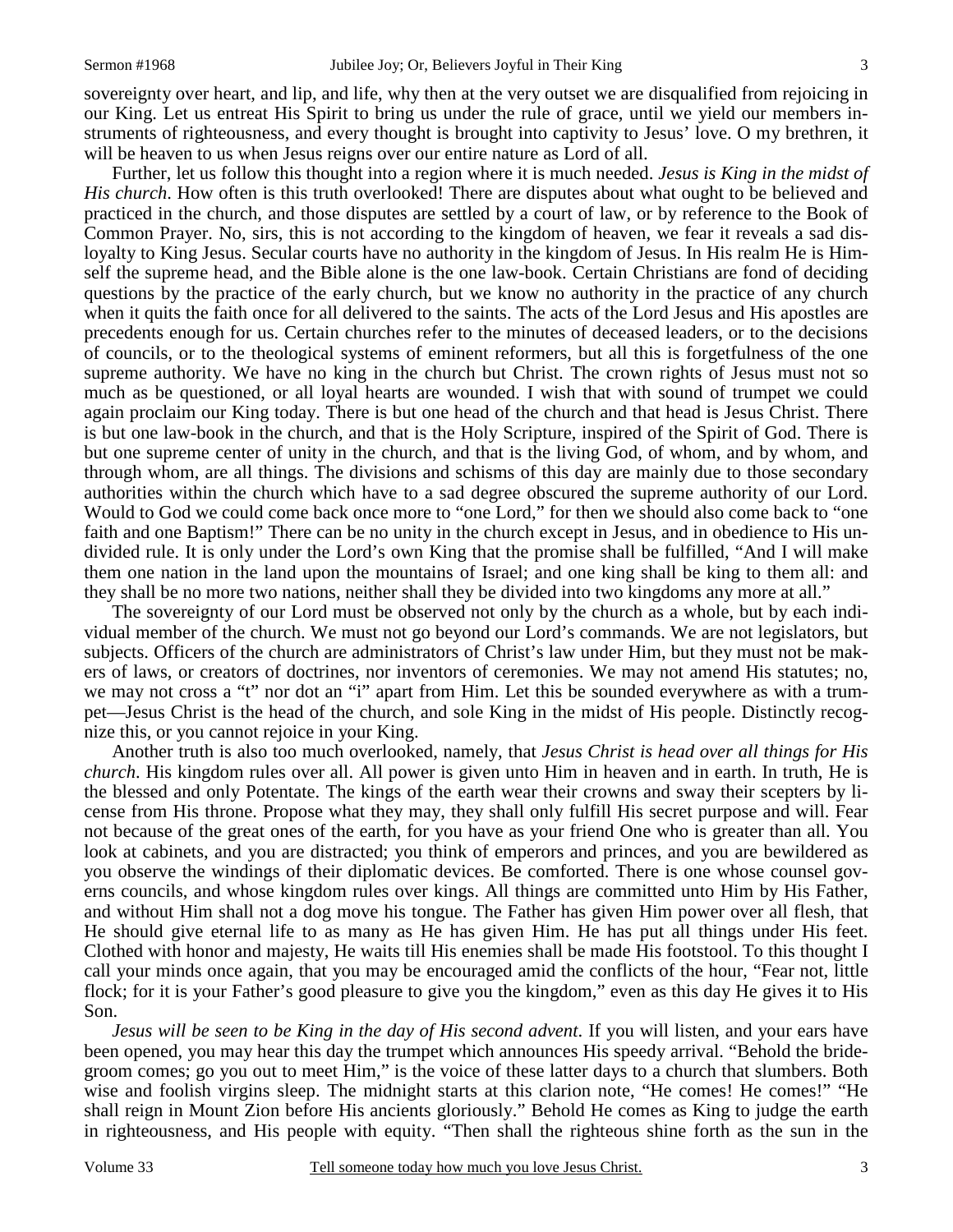sovereignty over heart, and lip, and life, why then at the very outset we are disqualified from rejoicing in our King. Let us entreat His Spirit to bring us under the rule of grace, until we yield our members instruments of righteousness, and every thought is brought into captivity to Jesus' love. O my brethren, it will be heaven to us when Jesus reigns over our entire nature as Lord of all.

Further, let us follow this thought into a region where it is much needed. *Jesus is King in the midst of His church*. How often is this truth overlooked! There are disputes about what ought to be believed and practiced in the church, and those disputes are settled by a court of law, or by reference to the Book of Common Prayer. No, sirs, this is not according to the kingdom of heaven, we fear it reveals a sad disloyalty to King Jesus. Secular courts have no authority in the kingdom of Jesus. In His realm He is Himself the supreme head, and the Bible alone is the one law-book. Certain Christians are fond of deciding questions by the practice of the early church, but we know no authority in the practice of any church when it quits the faith once for all delivered to the saints. The acts of the Lord Jesus and His apostles are precedents enough for us. Certain churches refer to the minutes of deceased leaders, or to the decisions of councils, or to the theological systems of eminent reformers, but all this is forgetfulness of the one supreme authority. We have no king in the church but Christ. The crown rights of Jesus must not so much as be questioned, or all loyal hearts are wounded. I wish that with sound of trumpet we could again proclaim our King today. There is but one head of the church and that head is Jesus Christ. There is but one law-book in the church, and that is the Holy Scripture, inspired of the Spirit of God. There is but one supreme center of unity in the church, and that is the living God, of whom, and by whom, and through whom, are all things. The divisions and schisms of this day are mainly due to those secondary authorities within the church which have to a sad degree obscured the supreme authority of our Lord. Would to God we could come back once more to "one Lord," for then we should also come back to "one faith and one Baptism!" There can be no unity in the church except in Jesus, and in obedience to His undivided rule. It is only under the Lord's own King that the promise shall be fulfilled, "And I will make them one nation in the land upon the mountains of Israel; and one king shall be king to them all: and they shall be no more two nations, neither shall they be divided into two kingdoms any more at all."

The sovereignty of our Lord must be observed not only by the church as a whole, but by each individual member of the church. We must not go beyond our Lord's commands. We are not legislators, but subjects. Officers of the church are administrators of Christ's law under Him, but they must not be makers of laws, or creators of doctrines, nor inventors of ceremonies. We may not amend His statutes; no, we may not cross a "t" nor dot an "i" apart from Him. Let this be sounded everywhere as with a trumpet—Jesus Christ is the head of the church, and sole King in the midst of His people. Distinctly recognize this, or you cannot rejoice in your King.

Another truth is also too much overlooked, namely, that *Jesus Christ is head over all things for His church*. His kingdom rules over all. All power is given unto Him in heaven and in earth. In truth, He is the blessed and only Potentate. The kings of the earth wear their crowns and sway their scepters by license from His throne. Propose what they may, they shall only fulfill His secret purpose and will. Fear not because of the great ones of the earth, for you have as your friend One who is greater than all. You look at cabinets, and you are distracted; you think of emperors and princes, and you are bewildered as you observe the windings of their diplomatic devices. Be comforted. There is one whose counsel governs councils, and whose kingdom rules over kings. All things are committed unto Him by His Father, and without Him shall not a dog move his tongue. The Father has given Him power over all flesh, that He should give eternal life to as many as He has given Him. He has put all things under His feet. Clothed with honor and majesty, He waits till His enemies shall be made His footstool. To this thought I call your minds once again, that you may be encouraged amid the conflicts of the hour, "Fear not, little flock; for it is your Father's good pleasure to give you the kingdom," even as this day He gives it to His Son.

*Jesus will be seen to be King in the day of His second advent*. If you will listen, and your ears have been opened, you may hear this day the trumpet which announces His speedy arrival. "Behold the bridegroom comes; go you out to meet Him," is the voice of these latter days to a church that slumbers. Both wise and foolish virgins sleep. The midnight starts at this clarion note, "He comes! He comes!" "He shall reign in Mount Zion before His ancients gloriously." Behold He comes as King to judge the earth in righteousness, and His people with equity. "Then shall the righteous shine forth as the sun in the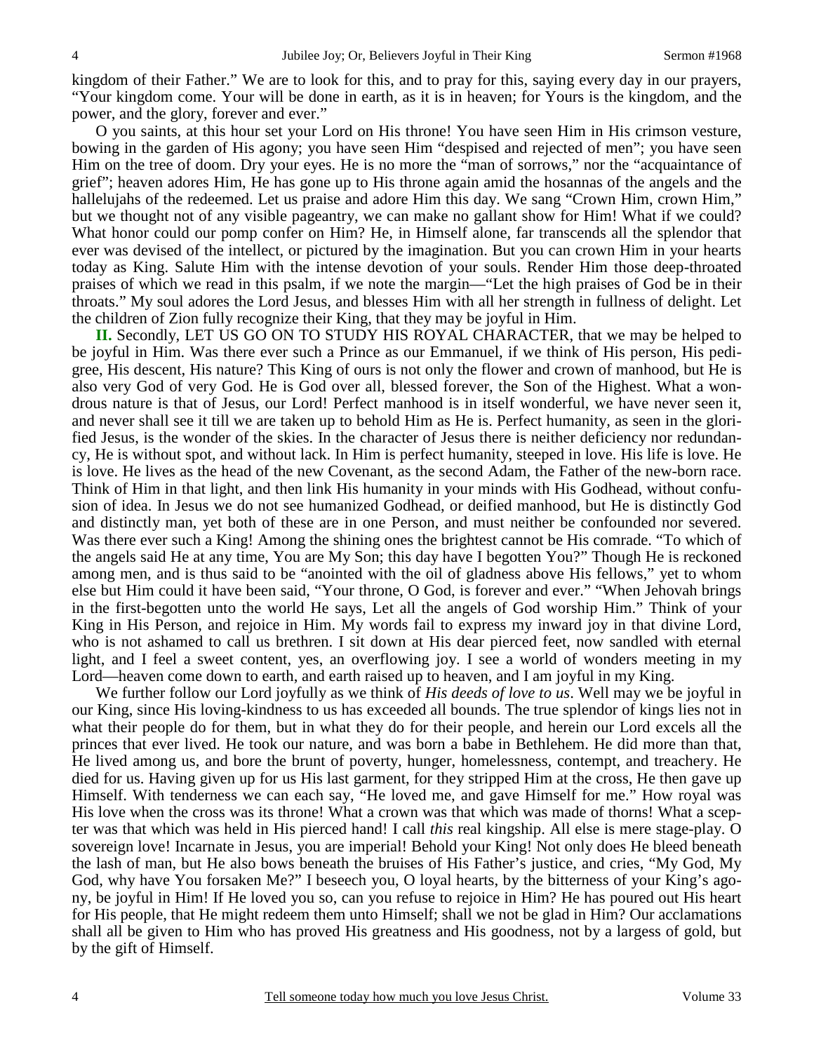kingdom of their Father." We are to look for this, and to pray for this, saying every day in our prayers, "Your kingdom come. Your will be done in earth, as it is in heaven; for Yours is the kingdom, and the power, and the glory, forever and ever."

O you saints, at this hour set your Lord on His throne! You have seen Him in His crimson vesture, bowing in the garden of His agony; you have seen Him "despised and rejected of men"; you have seen Him on the tree of doom. Dry your eyes. He is no more the "man of sorrows," nor the "acquaintance of grief"; heaven adores Him, He has gone up to His throne again amid the hosannas of the angels and the hallelujahs of the redeemed. Let us praise and adore Him this day. We sang "Crown Him, crown Him," but we thought not of any visible pageantry, we can make no gallant show for Him! What if we could? What honor could our pomp confer on Him? He, in Himself alone, far transcends all the splendor that ever was devised of the intellect, or pictured by the imagination. But you can crown Him in your hearts today as King. Salute Him with the intense devotion of your souls. Render Him those deep-throated praises of which we read in this psalm, if we note the margin—"Let the high praises of God be in their throats." My soul adores the Lord Jesus, and blesses Him with all her strength in fullness of delight. Let the children of Zion fully recognize their King, that they may be joyful in Him.

**II.** Secondly, LET US GO ON TO STUDY HIS ROYAL CHARACTER, that we may be helped to be joyful in Him. Was there ever such a Prince as our Emmanuel, if we think of His person, His pedigree, His descent, His nature? This King of ours is not only the flower and crown of manhood, but He is also very God of very God. He is God over all, blessed forever, the Son of the Highest. What a wondrous nature is that of Jesus, our Lord! Perfect manhood is in itself wonderful, we have never seen it, and never shall see it till we are taken up to behold Him as He is. Perfect humanity, as seen in the glorified Jesus, is the wonder of the skies. In the character of Jesus there is neither deficiency nor redundancy, He is without spot, and without lack. In Him is perfect humanity, steeped in love. His life is love. He is love. He lives as the head of the new Covenant, as the second Adam, the Father of the new-born race. Think of Him in that light, and then link His humanity in your minds with His Godhead, without confusion of idea. In Jesus we do not see humanized Godhead, or deified manhood, but He is distinctly God and distinctly man, yet both of these are in one Person, and must neither be confounded nor severed. Was there ever such a King! Among the shining ones the brightest cannot be His comrade. "To which of the angels said He at any time, You are My Son; this day have I begotten You?" Though He is reckoned among men, and is thus said to be "anointed with the oil of gladness above His fellows," yet to whom else but Him could it have been said, "Your throne, O God, is forever and ever." "When Jehovah brings in the first-begotten unto the world He says, Let all the angels of God worship Him." Think of your King in His Person, and rejoice in Him. My words fail to express my inward joy in that divine Lord, who is not ashamed to call us brethren. I sit down at His dear pierced feet, now sandled with eternal light, and I feel a sweet content, yes, an overflowing joy. I see a world of wonders meeting in my Lord—heaven come down to earth, and earth raised up to heaven, and I am joyful in my King.

We further follow our Lord joyfully as we think of *His deeds of love to us*. Well may we be joyful in our King, since His loving-kindness to us has exceeded all bounds. The true splendor of kings lies not in what their people do for them, but in what they do for their people, and herein our Lord excels all the princes that ever lived. He took our nature, and was born a babe in Bethlehem. He did more than that, He lived among us, and bore the brunt of poverty, hunger, homelessness, contempt, and treachery. He died for us. Having given up for us His last garment, for they stripped Him at the cross, He then gave up Himself. With tenderness we can each say, "He loved me, and gave Himself for me." How royal was His love when the cross was its throne! What a crown was that which was made of thorns! What a scepter was that which was held in His pierced hand! I call *this* real kingship. All else is mere stage-play. O sovereign love! Incarnate in Jesus, you are imperial! Behold your King! Not only does He bleed beneath the lash of man, but He also bows beneath the bruises of His Father's justice, and cries, "My God, My God, why have You forsaken Me?" I beseech you, O loyal hearts, by the bitterness of your King's agony, be joyful in Him! If He loved you so, can you refuse to rejoice in Him? He has poured out His heart for His people, that He might redeem them unto Himself; shall we not be glad in Him? Our acclamations shall all be given to Him who has proved His greatness and His goodness, not by a largess of gold, but by the gift of Himself.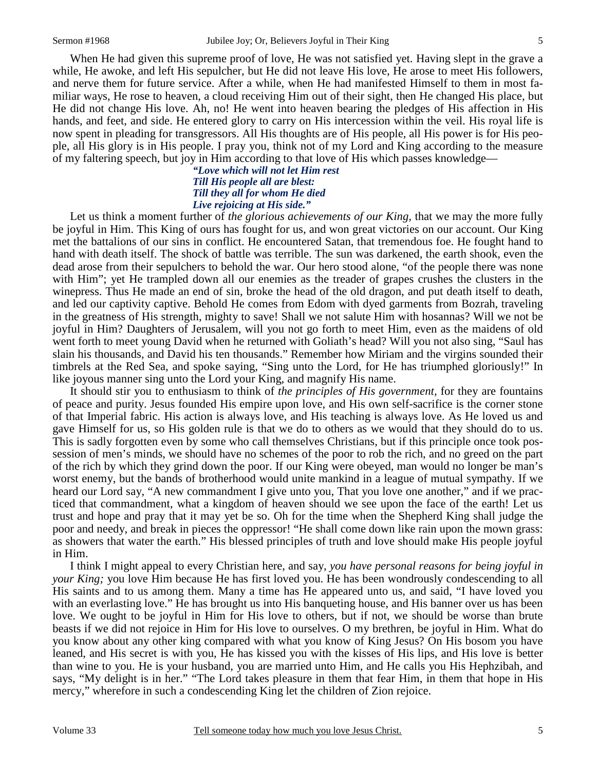When He had given this supreme proof of love, He was not satisfied yet. Having slept in the grave a while, He awoke, and left His sepulcher, but He did not leave His love, He arose to meet His followers, and nerve them for future service. After a while, when He had manifested Himself to them in most familiar ways, He rose to heaven, a cloud receiving Him out of their sight, then He changed His place, but He did not change His love. Ah, no! He went into heaven bearing the pledges of His affection in His hands, and feet, and side. He entered glory to carry on His intercession within the veil. His royal life is now spent in pleading for transgressors. All His thoughts are of His people, all His power is for His people, all His glory is in His people. I pray you, think not of my Lord and King according to the measure of my faltering speech, but joy in Him according to that love of His which passes knowledge—

> ***"Love which will not let Him rest***
> ***Till His people all are blest:***
> ***Till they all for whom He died***
> ***Live rejoicing at His side."***

Let us think a moment further of *the glorious achievements of our King,* that we may the more fully be joyful in Him. This King of ours has fought for us, and won great victories on our account. Our King met the battalions of our sins in conflict. He encountered Satan, that tremendous foe. He fought hand to hand with death itself. The shock of battle was terrible. The sun was darkened, the earth shook, even the dead arose from their sepulchers to behold the war. Our hero stood alone, "of the people there was none with Him"; yet He trampled down all our enemies as the treader of grapes crushes the clusters in the winepress. Thus He made an end of sin, broke the head of the old dragon, and put death itself to death, and led our captivity captive. Behold He comes from Edom with dyed garments from Bozrah, traveling in the greatness of His strength, mighty to save! Shall we not salute Him with hosannas? Will we not be joyful in Him? Daughters of Jerusalem, will you not go forth to meet Him, even as the maidens of old went forth to meet young David when he returned with Goliath's head? Will you not also sing, "Saul has slain his thousands, and David his ten thousands." Remember how Miriam and the virgins sounded their timbrels at the Red Sea, and spoke saying, "Sing unto the Lord, for He has triumphed gloriously!" In like joyous manner sing unto the Lord your King, and magnify His name.

It should stir you to enthusiasm to think of *the principles of His government,* for they are fountains of peace and purity. Jesus founded His empire upon love, and His own self-sacrifice is the corner stone of that Imperial fabric. His action is always love, and His teaching is always love. As He loved us and gave Himself for us, so His golden rule is that we do to others as we would that they should do to us. This is sadly forgotten even by some who call themselves Christians, but if this principle once took possession of men's minds, we should have no schemes of the poor to rob the rich, and no greed on the part of the rich by which they grind down the poor. If our King were obeyed, man would no longer be man's worst enemy, but the bands of brotherhood would unite mankind in a league of mutual sympathy. If we heard our Lord say, "A new commandment I give unto you, That you love one another," and if we practiced that commandment, what a kingdom of heaven should we see upon the face of the earth! Let us trust and hope and pray that it may yet be so. Oh for the time when the Shepherd King shall judge the poor and needy, and break in pieces the oppressor! "He shall come down like rain upon the mown grass: as showers that water the earth." His blessed principles of truth and love should make His people joyful in Him.

I think I might appeal to every Christian here, and say, *you have personal reasons for being joyful in your King;* you love Him because He has first loved you. He has been wondrously condescending to all His saints and to us among them. Many a time has He appeared unto us, and said, "I have loved you with an everlasting love." He has brought us into His banqueting house, and His banner over us has been love. We ought to be joyful in Him for His love to others, but if not, we should be worse than brute beasts if we did not rejoice in Him for His love to ourselves. O my brethren, be joyful in Him. What do you know about any other king compared with what you know of King Jesus? On His bosom you have leaned, and His secret is with you, He has kissed you with the kisses of His lips, and His love is better than wine to you. He is your husband, you are married unto Him, and He calls you His Hephzibah, and says, "My delight is in her." "The Lord takes pleasure in them that fear Him, in them that hope in His mercy," wherefore in such a condescending King let the children of Zion rejoice.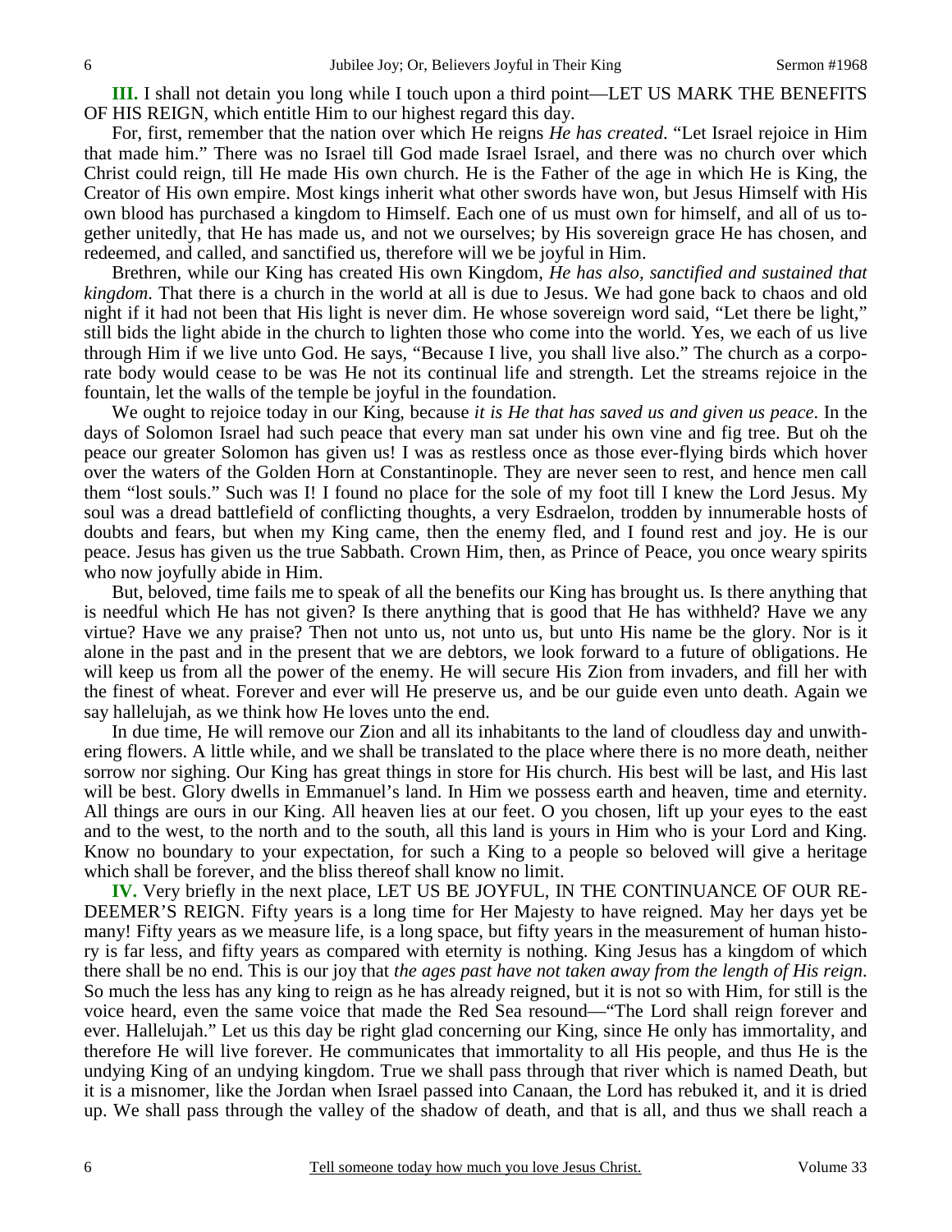**III.** I shall not detain you long while I touch upon a third point—LET US MARK THE BENEFITS OF HIS REIGN, which entitle Him to our highest regard this day.

For, first, remember that the nation over which He reigns *He has created*. "Let Israel rejoice in Him that made him." There was no Israel till God made Israel Israel, and there was no church over which Christ could reign, till He made His own church. He is the Father of the age in which He is King, the Creator of His own empire. Most kings inherit what other swords have won, but Jesus Himself with His own blood has purchased a kingdom to Himself. Each one of us must own for himself, and all of us together unitedly, that He has made us, and not we ourselves; by His sovereign grace He has chosen, and redeemed, and called, and sanctified us, therefore will we be joyful in Him.

Brethren, while our King has created His own Kingdom, *He has also, sanctified and sustained that kingdom*. That there is a church in the world at all is due to Jesus. We had gone back to chaos and old night if it had not been that His light is never dim. He whose sovereign word said, "Let there be light," still bids the light abide in the church to lighten those who come into the world. Yes, we each of us live through Him if we live unto God. He says, "Because I live, you shall live also." The church as a corporate body would cease to be was He not its continual life and strength. Let the streams rejoice in the fountain, let the walls of the temple be joyful in the foundation.

We ought to rejoice today in our King, because *it is He that has saved us and given us peace*. In the days of Solomon Israel had such peace that every man sat under his own vine and fig tree. But oh the peace our greater Solomon has given us! I was as restless once as those ever-flying birds which hover over the waters of the Golden Horn at Constantinople. They are never seen to rest, and hence men call them "lost souls." Such was I! I found no place for the sole of my foot till I knew the Lord Jesus. My soul was a dread battlefield of conflicting thoughts, a very Esdraelon, trodden by innumerable hosts of doubts and fears, but when my King came, then the enemy fled, and I found rest and joy. He is our peace. Jesus has given us the true Sabbath. Crown Him, then, as Prince of Peace, you once weary spirits who now joyfully abide in Him.

But, beloved, time fails me to speak of all the benefits our King has brought us. Is there anything that is needful which He has not given? Is there anything that is good that He has withheld? Have we any virtue? Have we any praise? Then not unto us, not unto us, but unto His name be the glory. Nor is it alone in the past and in the present that we are debtors, we look forward to a future of obligations. He will keep us from all the power of the enemy. He will secure His Zion from invaders, and fill her with the finest of wheat. Forever and ever will He preserve us, and be our guide even unto death. Again we say hallelujah, as we think how He loves unto the end.

In due time, He will remove our Zion and all its inhabitants to the land of cloudless day and unwithering flowers. A little while, and we shall be translated to the place where there is no more death, neither sorrow nor sighing. Our King has great things in store for His church. His best will be last, and His last will be best. Glory dwells in Emmanuel's land. In Him we possess earth and heaven, time and eternity. All things are ours in our King. All heaven lies at our feet. O you chosen, lift up your eyes to the east and to the west, to the north and to the south, all this land is yours in Him who is your Lord and King. Know no boundary to your expectation, for such a King to a people so beloved will give a heritage which shall be forever, and the bliss thereof shall know no limit.

**IV.** Very briefly in the next place, LET US BE JOYFUL, IN THE CONTINUANCE OF OUR REDEEMER'S REIGN. Fifty years is a long time for Her Majesty to have reigned. May her days yet be many! Fifty years as we measure life, is a long space, but fifty years in the measurement of human history is far less, and fifty years as compared with eternity is nothing. King Jesus has a kingdom of which there shall be no end. This is our joy that *the ages past have not taken away from the length of His reign*. So much the less has any king to reign as he has already reigned, but it is not so with Him, for still is the voice heard, even the same voice that made the Red Sea resound—"The Lord shall reign forever and ever. Hallelujah." Let us this day be right glad concerning our King, since He only has immortality, and therefore He will live forever. He communicates that immortality to all His people, and thus He is the undying King of an undying kingdom. True we shall pass through that river which is named Death, but it is a misnomer, like the Jordan when Israel passed into Canaan, the Lord has rebuked it, and it is dried up. We shall pass through the valley of the shadow of death, and that is all, and thus we shall reach a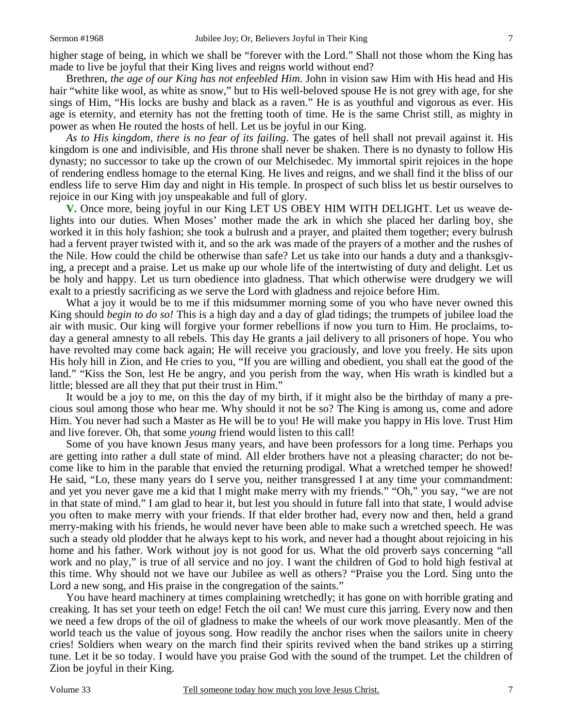higher stage of being, in which we shall be "forever with the Lord." Shall not those whom the King has made to live be joyful that their King lives and reigns world without end?

Brethren, *the age of our King has not enfeebled Him*. John in vision saw Him with His head and His hair "white like wool, as white as snow," but to His well-beloved spouse He is not grey with age, for she sings of Him, "His locks are bushy and black as a raven." He is as youthful and vigorous as ever. His age is eternity, and eternity has not the fretting tooth of time. He is the same Christ still, as mighty in power as when He routed the hosts of hell. Let us be joyful in our King.

*As to His kingdom, there is no fear of its failing*. The gates of hell shall not prevail against it. His kingdom is one and indivisible, and His throne shall never be shaken. There is no dynasty to follow His dynasty; no successor to take up the crown of our Melchisedec. My immortal spirit rejoices in the hope of rendering endless homage to the eternal King. He lives and reigns, and we shall find it the bliss of our endless life to serve Him day and night in His temple. In prospect of such bliss let us bestir ourselves to rejoice in our King with joy unspeakable and full of glory.

**V.** Once more, being joyful in our King LET US OBEY HIM WITH DELIGHT. Let us weave delights into our duties. When Moses' mother made the ark in which she placed her darling boy, she worked it in this holy fashion; she took a bulrush and a prayer, and plaited them together; every bulrush had a fervent prayer twisted with it, and so the ark was made of the prayers of a mother and the rushes of the Nile. How could the child be otherwise than safe? Let us take into our hands a duty and a thanksgiving, a precept and a praise. Let us make up our whole life of the intertwisting of duty and delight. Let us be holy and happy. Let us turn obedience into gladness. That which otherwise were drudgery we will exalt to a priestly sacrificing as we serve the Lord with gladness and rejoice before Him.

What a joy it would be to me if this midsummer morning some of you who have never owned this King should *begin to do so!* This is a high day and a day of glad tidings; the trumpets of jubilee load the air with music. Our king will forgive your former rebellions if now you turn to Him. He proclaims, today a general amnesty to all rebels. This day He grants a jail delivery to all prisoners of hope. You who have revolted may come back again; He will receive you graciously, and love you freely. He sits upon His holy hill in Zion, and He cries to you, "If you are willing and obedient, you shall eat the good of the land." "Kiss the Son, lest He be angry, and you perish from the way, when His wrath is kindled but a little; blessed are all they that put their trust in Him."

It would be a joy to me, on this the day of my birth, if it might also be the birthday of many a precious soul among those who hear me. Why should it not be so? The King is among us, come and adore Him. You never had such a Master as He will be to you! He will make you happy in His love. Trust Him and live forever. Oh, that some *young* friend would listen to this call!

Some of you have known Jesus many years, and have been professors for a long time. Perhaps you are getting into rather a dull state of mind. All elder brothers have not a pleasing character; do not become like to him in the parable that envied the returning prodigal. What a wretched temper he showed! He said, "Lo, these many years do I serve you, neither transgressed I at any time your commandment: and yet you never gave me a kid that I might make merry with my friends." "Oh," you say, "we are not in that state of mind." I am glad to hear it, but lest you should in future fall into that state, I would advise you often to make merry with your friends. If that elder brother had, every now and then, held a grand merry-making with his friends, he would never have been able to make such a wretched speech. He was such a steady old plodder that he always kept to his work, and never had a thought about rejoicing in his home and his father. Work without joy is not good for us. What the old proverb says concerning "all work and no play," is true of all service and no joy. I want the children of God to hold high festival at this time. Why should not we have our Jubilee as well as others? "Praise you the Lord. Sing unto the Lord a new song, and His praise in the congregation of the saints."

You have heard machinery at times complaining wretchedly; it has gone on with horrible grating and creaking. It has set your teeth on edge! Fetch the oil can! We must cure this jarring. Every now and then we need a few drops of the oil of gladness to make the wheels of our work move pleasantly. Men of the world teach us the value of joyous song. How readily the anchor rises when the sailors unite in cheery cries! Soldiers when weary on the march find their spirits revived when the band strikes up a stirring tune. Let it be so today. I would have you praise God with the sound of the trumpet. Let the children of Zion be joyful in their King.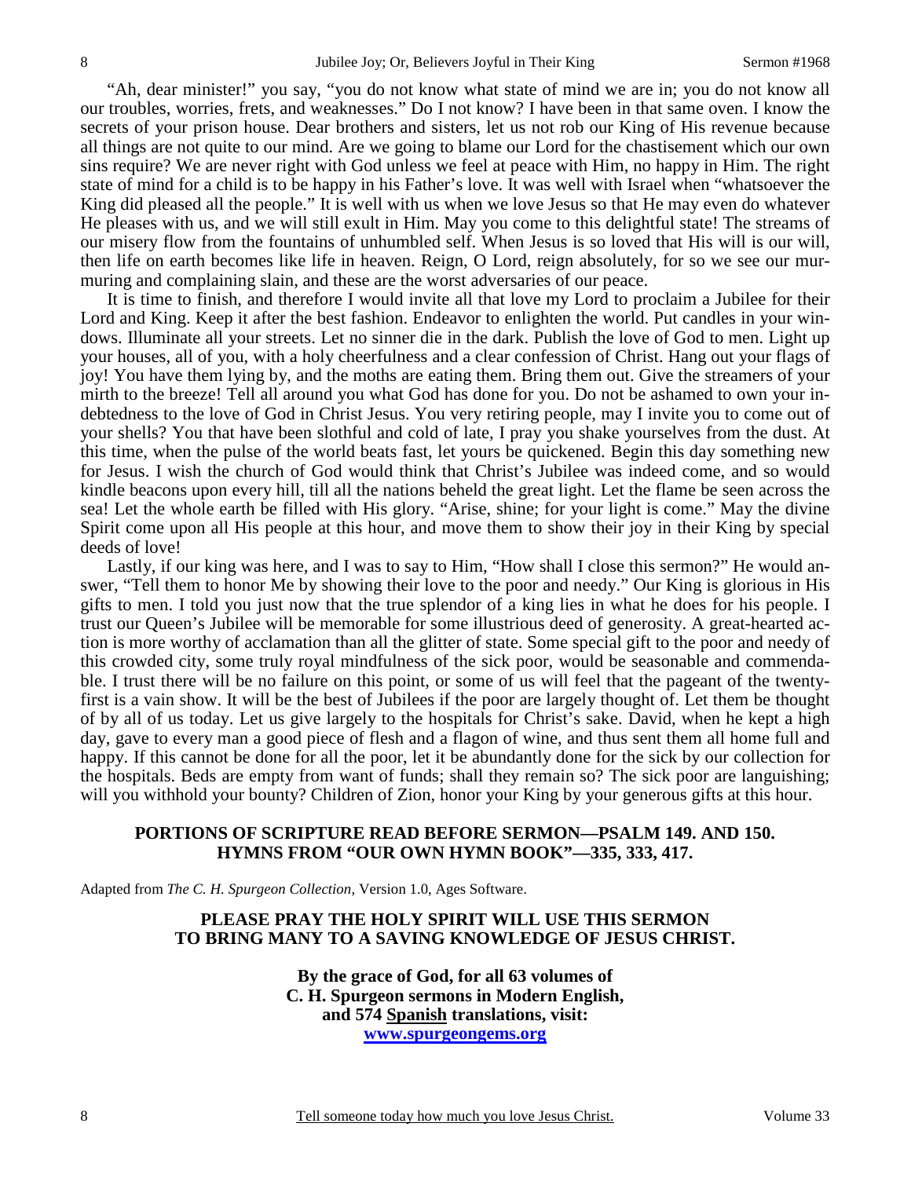"Ah, dear minister!" you say, "you do not know what state of mind we are in; you do not know all our troubles, worries, frets, and weaknesses." Do I not know? I have been in that same oven. I know the secrets of your prison house. Dear brothers and sisters, let us not rob our King of His revenue because all things are not quite to our mind. Are we going to blame our Lord for the chastisement which our own sins require? We are never right with God unless we feel at peace with Him, no happy in Him. The right state of mind for a child is to be happy in his Father's love. It was well with Israel when "whatsoever the King did pleased all the people." It is well with us when we love Jesus so that He may even do whatever He pleases with us, and we will still exult in Him. May you come to this delightful state! The streams of our misery flow from the fountains of unhumbled self. When Jesus is so loved that His will is our will, then life on earth becomes like life in heaven. Reign, O Lord, reign absolutely, for so we see our murmuring and complaining slain, and these are the worst adversaries of our peace.

It is time to finish, and therefore I would invite all that love my Lord to proclaim a Jubilee for their Lord and King. Keep it after the best fashion. Endeavor to enlighten the world. Put candles in your windows. Illuminate all your streets. Let no sinner die in the dark. Publish the love of God to men. Light up your houses, all of you, with a holy cheerfulness and a clear confession of Christ. Hang out your flags of joy! You have them lying by, and the moths are eating them. Bring them out. Give the streamers of your mirth to the breeze! Tell all around you what God has done for you. Do not be ashamed to own your indebtedness to the love of God in Christ Jesus. You very retiring people, may I invite you to come out of your shells? You that have been slothful and cold of late, I pray you shake yourselves from the dust. At this time, when the pulse of the world beats fast, let yours be quickened. Begin this day something new for Jesus. I wish the church of God would think that Christ's Jubilee was indeed come, and so would kindle beacons upon every hill, till all the nations beheld the great light. Let the flame be seen across the sea! Let the whole earth be filled with His glory. "Arise, shine; for your light is come." May the divine Spirit come upon all His people at this hour, and move them to show their joy in their King by special deeds of love!

Lastly, if our king was here, and I was to say to Him, "How shall I close this sermon?" He would answer, "Tell them to honor Me by showing their love to the poor and needy." Our King is glorious in His gifts to men. I told you just now that the true splendor of a king lies in what he does for his people. I trust our Queen's Jubilee will be memorable for some illustrious deed of generosity. A great-hearted action is more worthy of acclamation than all the glitter of state. Some special gift to the poor and needy of this crowded city, some truly royal mindfulness of the sick poor, would be seasonable and commendable. I trust there will be no failure on this point, or some of us will feel that the pageant of the twenty-first is a vain show. It will be the best of Jubilees if the poor are largely thought of. Let them be thought of by all of us today. Let us give largely to the hospitals for Christ's sake. David, when he kept a high day, gave to every man a good piece of flesh and a flagon of wine, and thus sent them all home full and happy. If this cannot be done for all the poor, let it be abundantly done for the sick by our collection for the hospitals. Beds are empty from want of funds; shall they remain so? The sick poor are languishing; will you withhold your bounty? Children of Zion, honor your King by your generous gifts at this hour.

**PORTIONS OF SCRIPTURE READ BEFORE SERMON—PSALM 149. AND 150.**
**HYMNS FROM "OUR OWN HYMN BOOK"—335, 333, 417.**

Adapted from *The C. H. Spurgeon Collection*, Version 1.0, Ages Software.

**PLEASE PRAY THE HOLY SPIRIT WILL USE THIS SERMON TO BRING MANY TO A SAVING KNOWLEDGE OF JESUS CHRIST.**

**By the grace of God, for all 63 volumes of C. H. Spurgeon sermons in Modern English, and 574 Spanish translations, visit: www.spurgeongems.org**